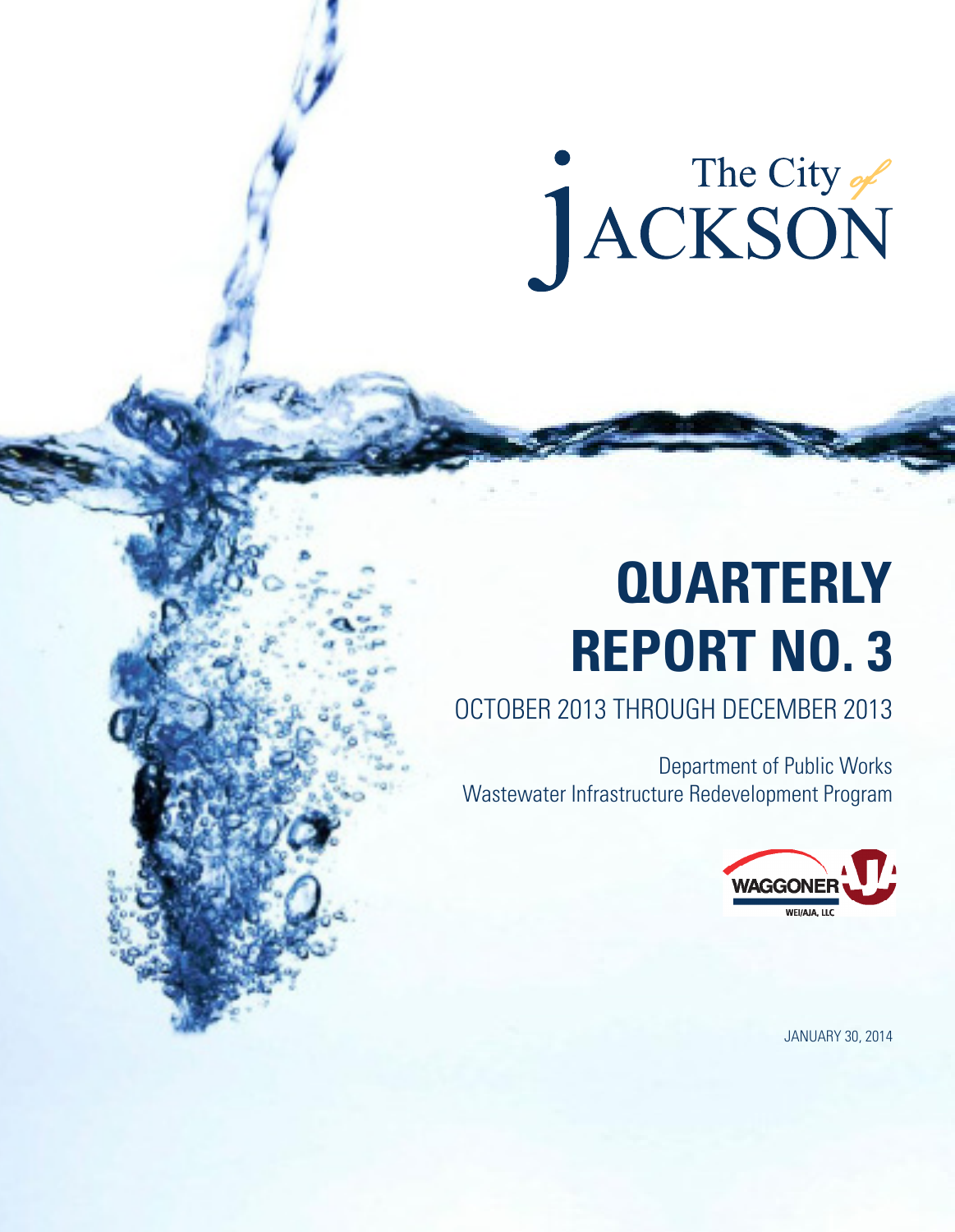The City of JACKSON

# QUARTERLY REPORT NO. 3

## OCTOBER 2013 THROUGH DECEMBER 2013

Department of Public Works
Wastewater Infrastructure Redevelopment Program

WAGGONER
WEI/AJA, LLC

JANUARY 30, 2014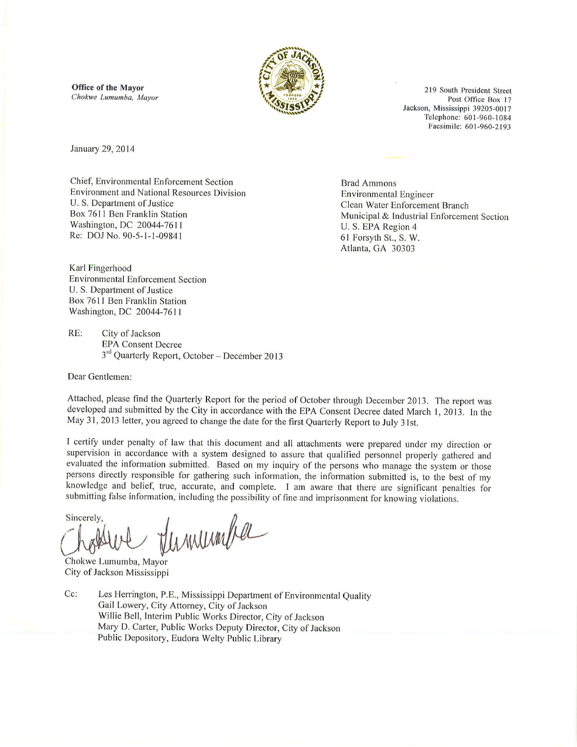**Office of the Mayor**
*Chokwe Lumumba, Mayor*

219 South President Street
Post Office Box 17
Jackson, Mississippi 39205-0017
Telephone: 601-960-1084
Facsimile: 601-960-2193

January 29, 2014

Chief, Environmental Enforcement Section
Environment and National Resources Division
U. S. Department of Justice
Box 7611 Ben Franklin Station
Washington, DC 20044-7611
Re: DOJ No. 90-5-1-1-09841

Brad Ammons
Environmental Engineer
Clean Water Enforcement Branch
Municipal & Industrial Enforcement Section
U. S. EPA Region 4
61 Forsyth St., S. W.
Atlanta, GA 30303

Karl Fingerhood
Environmental Enforcement Section
U. S. Department of Justice
Box 7611 Ben Franklin Station
Washington, DC 20044-7611

RE: City of Jackson
EPA Consent Decree
3rd Quarterly Report, October – December 2013

Dear Gentlemen:

Attached, please find the Quarterly Report for the period of October through December 2013. The report was developed and submitted by the City in accordance with the EPA Consent Decree dated March 1, 2013. In the May 31, 2013 letter, you agreed to change the date for the first Quarterly Report to July 31st.

I certify under penalty of law that this document and all attachments were prepared under my direction or supervision in accordance with a system designed to assure that qualified personnel properly gathered and evaluated the information submitted. Based on my inquiry of the persons who manage the system or those persons directly responsible for gathering such information, the information submitted is, to the best of my knowledge and belief, true, accurate, and complete. I am aware that there are significant penalties for submitting false information, including the possibility of fine and imprisonment for knowing violations.

Sincerely,

Chokwe Lumumba, Mayor
City of Jackson Mississippi

Cc: Les Herrington, P.E., Mississippi Department of Environmental Quality
Gail Lowery, City Attorney, City of Jackson
Willie Bell, Interim Public Works Director, City of Jackson
Mary D. Carter, Public Works Deputy Director, City of Jackson
Public Depository, Eudora Welty Public Library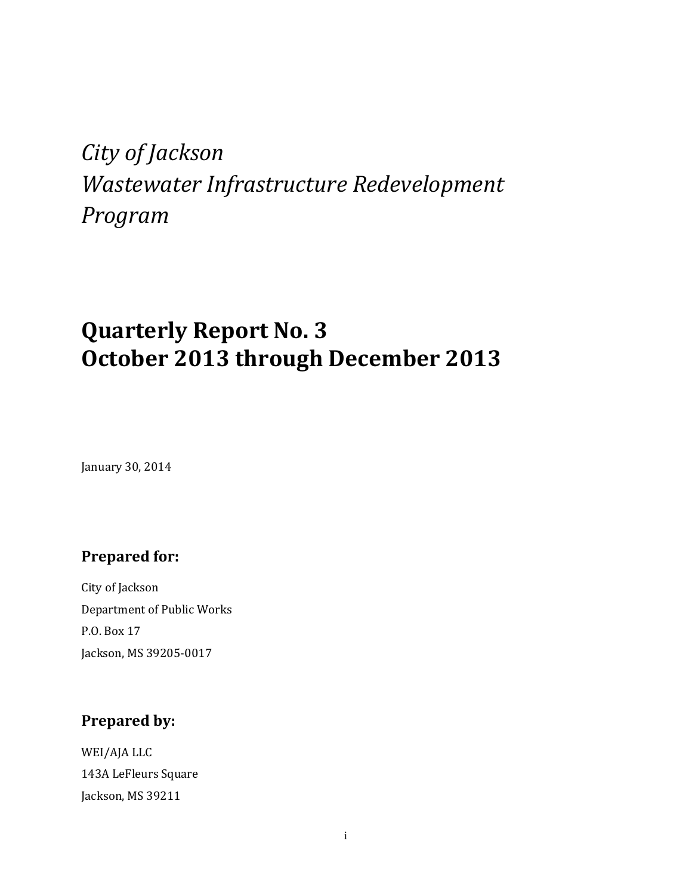*City of Jackson*
*Wastewater Infrastructure Redevelopment Program*

# Quarterly Report No. 3
# October 2013 through December 2013

January 30, 2014

## Prepared for:

City of Jackson
Department of Public Works
P.O. Box 17
Jackson, MS 39205-0017

## Prepared by:

WEI/AJA LLC
143A LeFleurs Square
Jackson, MS 39211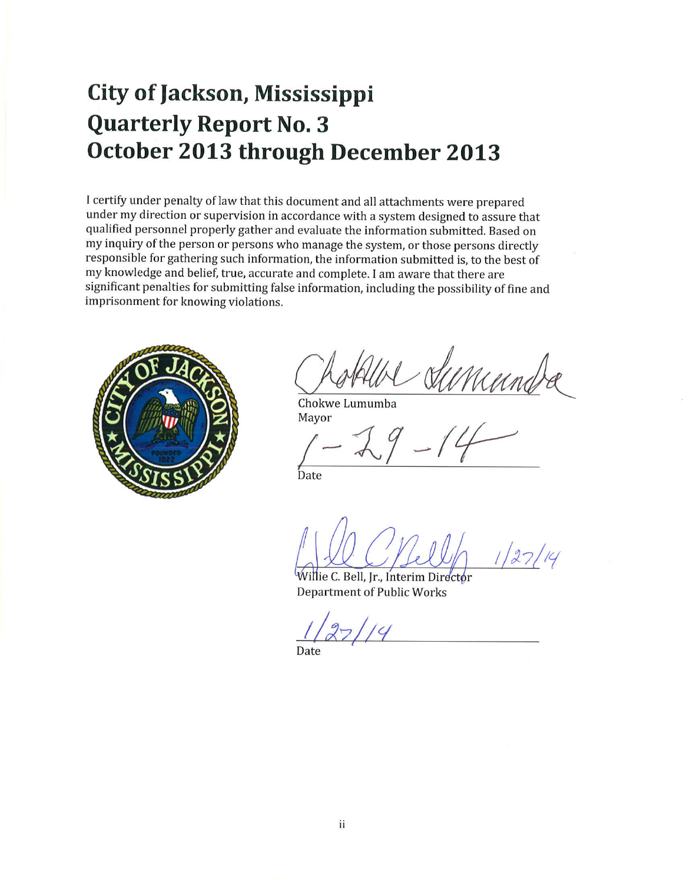# City of Jackson, Mississippi
# Quarterly Report No. 3
# October 2013 through December 2013

I certify under penalty of law that this document and all attachments were prepared under my direction or supervision in accordance with a system designed to assure that qualified personnel properly gather and evaluate the information submitted. Based on my inquiry of the person or persons who manage the system, or those persons directly responsible for gathering such information, the information submitted is, to the best of my knowledge and belief, true, accurate and complete. I am aware that there are significant penalties for submitting false information, including the possibility of fine and imprisonment for knowing violations.

Chokwe Lumumba
Mayor

1-29-14
Date

Willie C. Bell, Jr., Interim Director 1/27/14
Department of Public Works

1/27/14
Date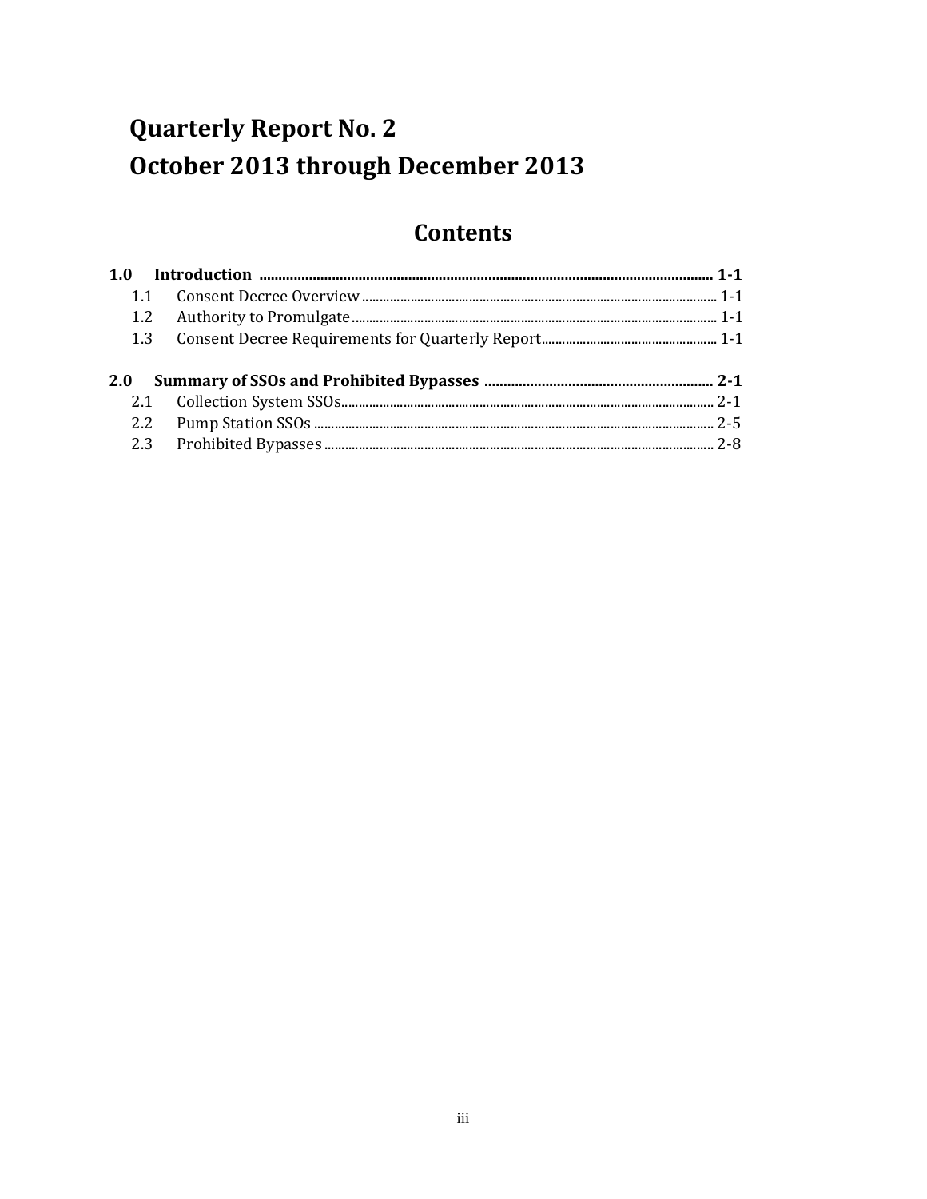# Quarterly Report No. 2
# October 2013 through December 2013

## Contents

**1.0 Introduction ........................................................................................ 1-1**

- 1.1 Consent Decree Overview ........................................................................ 1-1
- 1.2 Authority to Promulgate ........................................................................... 1-1
- 1.3 Consent Decree Requirements for Quarterly Report ................................ 1-1

**2.0 Summary of SSOs and Prohibited Bypasses ............................................. 2-1**

- 2.1 Collection System SSOs ........................................................................... 2-1
- 2.2 Pump Station SSOs .................................................................................. 2-5
- 2.3 Prohibited Bypasses ................................................................................. 2-8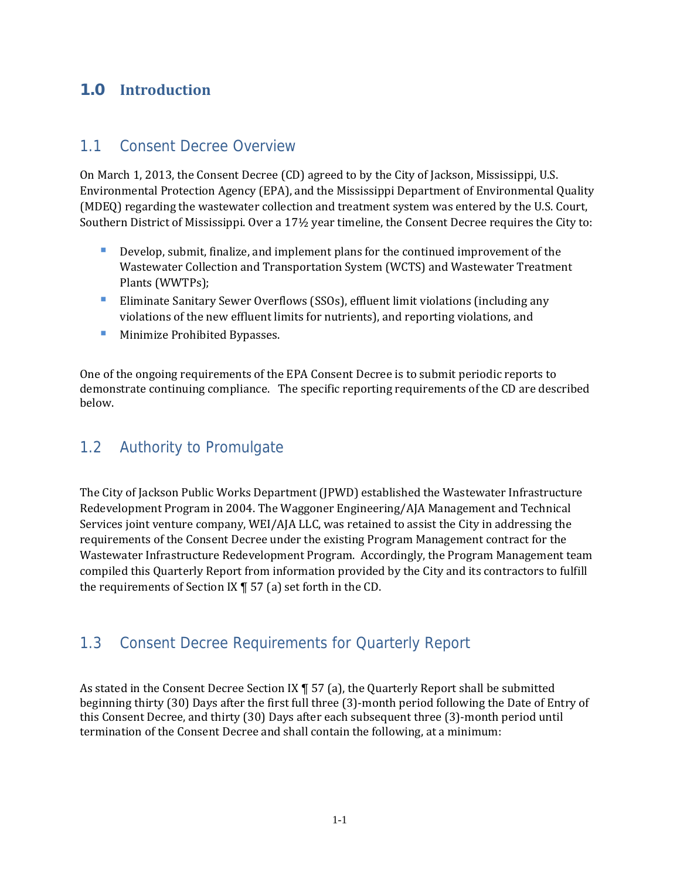# 1.0 Introduction

## 1.1 Consent Decree Overview

On March 1, 2013, the Consent Decree (CD) agreed to by the City of Jackson, Mississippi, U.S. Environmental Protection Agency (EPA), and the Mississippi Department of Environmental Quality (MDEQ) regarding the wastewater collection and treatment system was entered by the U.S. Court, Southern District of Mississippi. Over a 17½ year timeline, the Consent Decree requires the City to:

- Develop, submit, finalize, and implement plans for the continued improvement of the Wastewater Collection and Transportation System (WCTS) and Wastewater Treatment Plants (WWTPs);
- Eliminate Sanitary Sewer Overflows (SSOs), effluent limit violations (including any violations of the new effluent limits for nutrients), and reporting violations, and
- Minimize Prohibited Bypasses.

One of the ongoing requirements of the EPA Consent Decree is to submit periodic reports to demonstrate continuing compliance. The specific reporting requirements of the CD are described below.

## 1.2 Authority to Promulgate

The City of Jackson Public Works Department (JPWD) established the Wastewater Infrastructure Redevelopment Program in 2004. The Waggoner Engineering/AJA Management and Technical Services joint venture company, WEI/AJA LLC, was retained to assist the City in addressing the requirements of the Consent Decree under the existing Program Management contract for the Wastewater Infrastructure Redevelopment Program. Accordingly, the Program Management team compiled this Quarterly Report from information provided by the City and its contractors to fulfill the requirements of Section IX ¶ 57 (a) set forth in the CD.

## 1.3 Consent Decree Requirements for Quarterly Report

As stated in the Consent Decree Section IX ¶ 57 (a), the Quarterly Report shall be submitted beginning thirty (30) Days after the first full three (3)-month period following the Date of Entry of this Consent Decree, and thirty (30) Days after each subsequent three (3)-month period until termination of the Consent Decree and shall contain the following, at a minimum: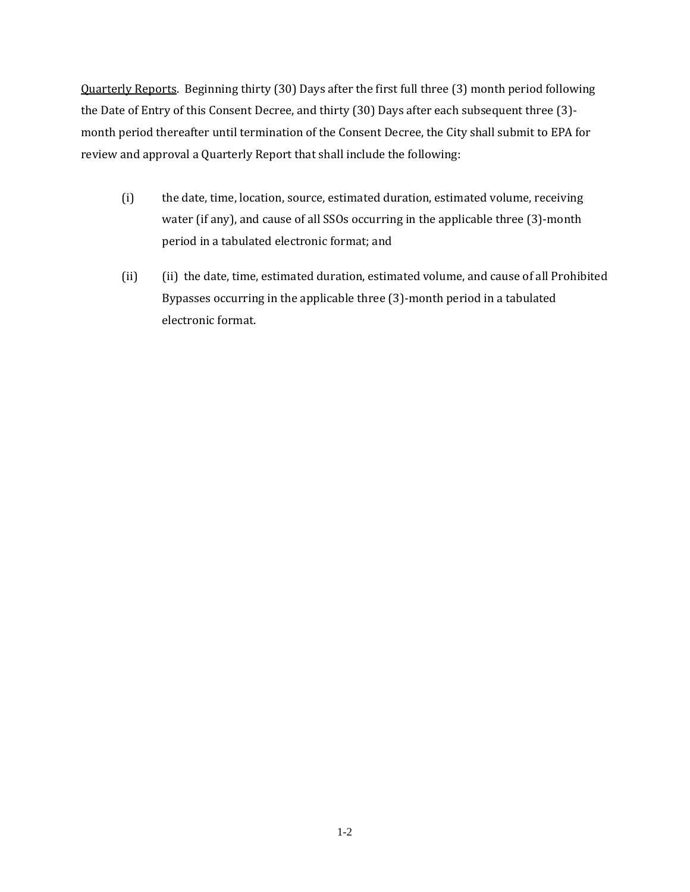<u>Quarterly Reports</u>. Beginning thirty (30) Days after the first full three (3) month period following the Date of Entry of this Consent Decree, and thirty (30) Days after each subsequent three (3)-month period thereafter until termination of the Consent Decree, the City shall submit to EPA for review and approval a Quarterly Report that shall include the following:

(i) the date, time, location, source, estimated duration, estimated volume, receiving water (if any), and cause of all SSOs occurring in the applicable three (3)-month period in a tabulated electronic format; and

(ii) (ii) the date, time, estimated duration, estimated volume, and cause of all Prohibited Bypasses occurring in the applicable three (3)-month period in a tabulated electronic format.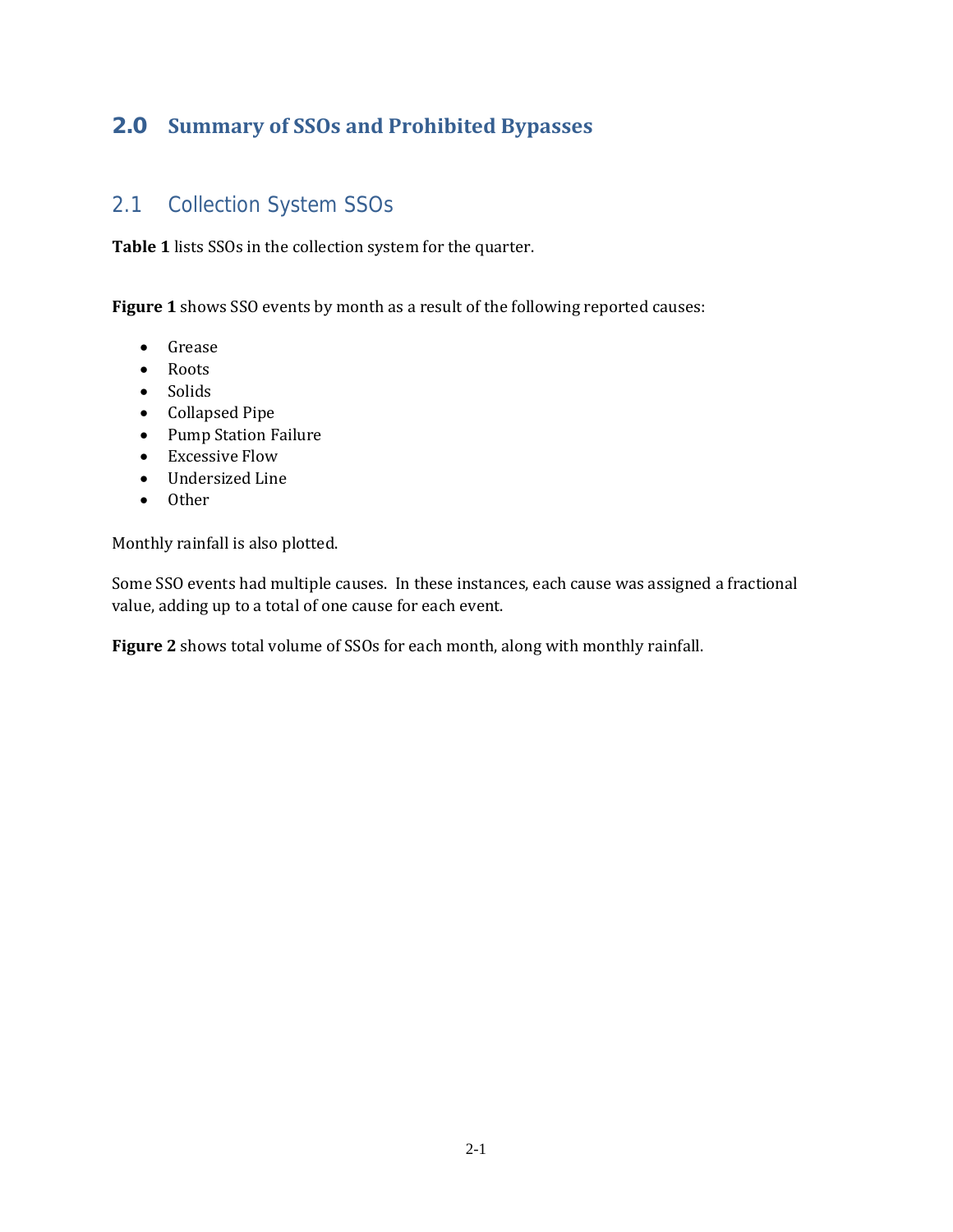# 2.0 Summary of SSOs and Prohibited Bypasses

## 2.1 Collection System SSOs

**Table 1** lists SSOs in the collection system for the quarter.

**Figure 1** shows SSO events by month as a result of the following reported causes:

- Grease
- Roots
- Solids
- Collapsed Pipe
- Pump Station Failure
- Excessive Flow
- Undersized Line
- Other

Monthly rainfall is also plotted.

Some SSO events had multiple causes. In these instances, each cause was assigned a fractional value, adding up to a total of one cause for each event.

**Figure 2** shows total volume of SSOs for each month, along with monthly rainfall.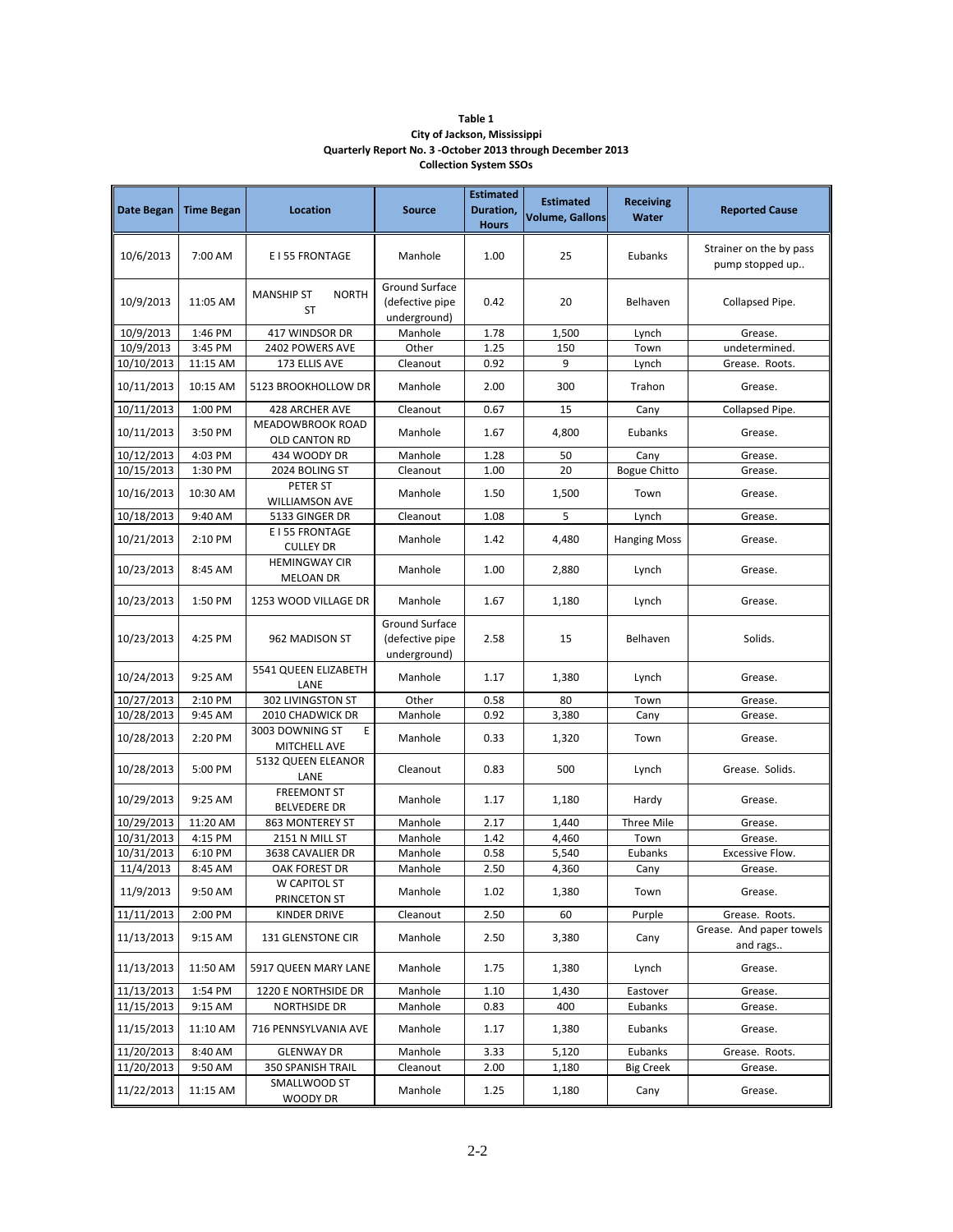**Table 1**
**City of Jackson, Mississippi**
**Quarterly Report No. 3 -October 2013 through December 2013**
**Collection System SSOs**

| Date Began | Time Began | Location | Source | Estimated Duration, Hours | Estimated Volume, Gallons | Receiving Water | Reported Cause |
|---|---|---|---|---|---|---|---|
| 10/6/2013 | 7:00 AM | E I 55 FRONTAGE | Manhole | 1.00 | 25 | Eubanks | Strainer on the by pass pump stopped up.. |
| 10/9/2013 | 11:05 AM | MANSHIP ST NORTH ST | Ground Surface (defective pipe underground) | 0.42 | 20 | Belhaven | Collapsed Pipe. |
| 10/9/2013 | 1:46 PM | 417 WINDSOR DR | Manhole | 1.78 | 1,500 | Lynch | Grease. |
| 10/9/2013 | 3:45 PM | 2402 POWERS AVE | Other | 1.25 | 150 | Town | undetermined. |
| 10/10/2013 | 11:15 AM | 173 ELLIS AVE | Cleanout | 0.92 | 9 | Lynch | Grease. Roots. |
| 10/11/2013 | 10:15 AM | 5123 BROOKHOLLOW DR | Manhole | 2.00 | 300 | Trahon | Grease. |
| 10/11/2013 | 1:00 PM | 428 ARCHER AVE | Cleanout | 0.67 | 15 | Cany | Collapsed Pipe. |
| 10/11/2013 | 3:50 PM | MEADOWBROOK ROAD OLD CANTON RD | Manhole | 1.67 | 4,800 | Eubanks | Grease. |
| 10/12/2013 | 4:03 PM | 434 WOODY DR | Manhole | 1.28 | 50 | Cany | Grease. |
| 10/15/2013 | 1:30 PM | 2024 BOLING ST | Cleanout | 1.00 | 20 | Bogue Chitto | Grease. |
| 10/16/2013 | 10:30 AM | PETER ST WILLIAMSON AVE | Manhole | 1.50 | 1,500 | Town | Grease. |
| 10/18/2013 | 9:40 AM | 5133 GINGER DR | Cleanout | 1.08 | 5 | Lynch | Grease. |
| 10/21/2013 | 2:10 PM | E I 55 FRONTAGE CULLEY DR | Manhole | 1.42 | 4,480 | Hanging Moss | Grease. |
| 10/23/2013 | 8:45 AM | HEMINGWAY CIR MELOAN DR | Manhole | 1.00 | 2,880 | Lynch | Grease. |
| 10/23/2013 | 1:50 PM | 1253 WOOD VILLAGE DR | Manhole | 1.67 | 1,180 | Lynch | Grease. |
| 10/23/2013 | 4:25 PM | 962 MADISON ST | Ground Surface (defective pipe underground) | 2.58 | 15 | Belhaven | Solids. |
| 10/24/2013 | 9:25 AM | 5541 QUEEN ELIZABETH LANE | Manhole | 1.17 | 1,380 | Lynch | Grease. |
| 10/27/2013 | 2:10 PM | 302 LIVINGSTON ST | Other | 0.58 | 80 | Town | Grease. |
| 10/28/2013 | 9:45 AM | 2010 CHADWICK DR | Manhole | 0.92 | 3,380 | Cany | Grease. |
| 10/28/2013 | 2:20 PM | 3003 DOWNING ST E MITCHELL AVE | Manhole | 0.33 | 1,320 | Town | Grease. |
| 10/28/2013 | 5:00 PM | 5132 QUEEN ELEANOR LANE | Cleanout | 0.83 | 500 | Lynch | Grease. Solids. |
| 10/29/2013 | 9:25 AM | FREEMONT ST BELVEDERE DR | Manhole | 1.17 | 1,180 | Hardy | Grease. |
| 10/29/2013 | 11:20 AM | 863 MONTEREY ST | Manhole | 2.17 | 1,440 | Three Mile | Grease. |
| 10/31/2013 | 4:15 PM | 2151 N MILL ST | Manhole | 1.42 | 4,460 | Town | Grease. |
| 10/31/2013 | 6:10 PM | 3638 CAVALIER DR | Manhole | 0.58 | 5,540 | Eubanks | Excessive Flow. |
| 11/4/2013 | 8:45 AM | OAK FOREST DR | Manhole | 2.50 | 4,360 | Cany | Grease. |
| 11/9/2013 | 9:50 AM | W CAPITOL ST PRINCETON ST | Manhole | 1.02 | 1,380 | Town | Grease. |
| 11/11/2013 | 2:00 PM | KINDER DRIVE | Cleanout | 2.50 | 60 | Purple | Grease. Roots. |
| 11/13/2013 | 9:15 AM | 131 GLENSTONE CIR | Manhole | 2.50 | 3,380 | Cany | Grease. And paper towels and rags.. |
| 11/13/2013 | 11:50 AM | 5917 QUEEN MARY LANE | Manhole | 1.75 | 1,380 | Lynch | Grease. |
| 11/13/2013 | 1:54 PM | 1220 E NORTHSIDE DR | Manhole | 1.10 | 1,430 | Eastover | Grease. |
| 11/15/2013 | 9:15 AM | NORTHSIDE DR | Manhole | 0.83 | 400 | Eubanks | Grease. |
| 11/15/2013 | 11:10 AM | 716 PENNSYLVANIA AVE | Manhole | 1.17 | 1,380 | Eubanks | Grease. |
| 11/20/2013 | 8:40 AM | GLENWAY DR | Manhole | 3.33 | 5,120 | Eubanks | Grease. Roots. |
| 11/20/2013 | 9:50 AM | 350 SPANISH TRAIL | Cleanout | 2.00 | 1,180 | Big Creek | Grease. |
| 11/22/2013 | 11:15 AM | SMALLWOOD ST WOODY DR | Manhole | 1.25 | 1,180 | Cany | Grease. |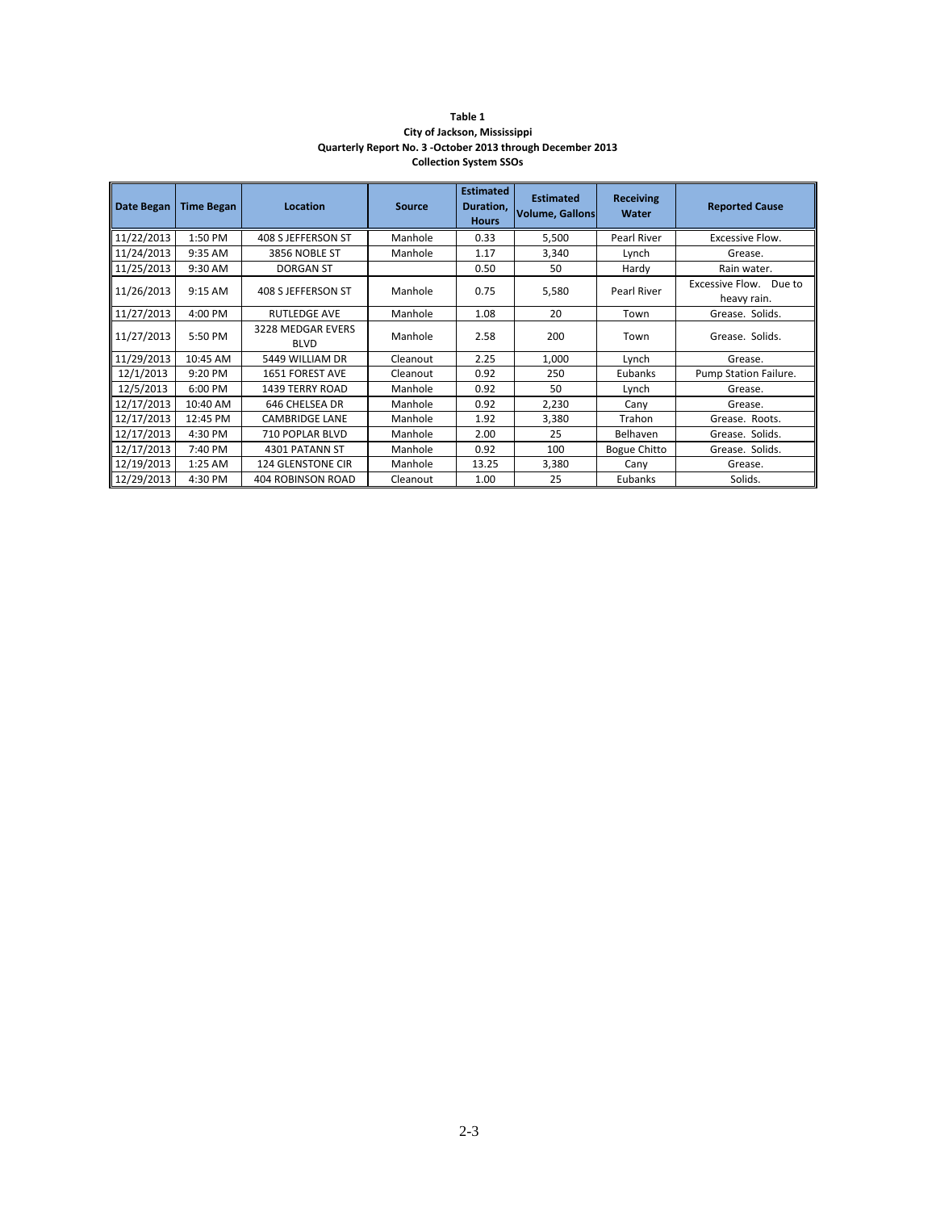**Table 1**
**City of Jackson, Mississippi**
**Quarterly Report No. 3 -October 2013 through December 2013**
**Collection System SSOs**

| Date Began | Time Began | Location | Source | Estimated Duration, Hours | Estimated Volume, Gallons | Receiving Water | Reported Cause |
|---|---|---|---|---|---|---|---|
| 11/22/2013 | 1:50 PM | 408 S JEFFERSON ST | Manhole | 0.33 | 5,500 | Pearl River | Excessive Flow. |
| 11/24/2013 | 9:35 AM | 3856 NOBLE ST | Manhole | 1.17 | 3,340 | Lynch | Grease. |
| 11/25/2013 | 9:30 AM | DORGAN ST | | 0.50 | 50 | Hardy | Rain water. |
| 11/26/2013 | 9:15 AM | 408 S JEFFERSON ST | Manhole | 0.75 | 5,580 | Pearl River | Excessive Flow. Due to heavy rain. |
| 11/27/2013 | 4:00 PM | RUTLEDGE AVE | Manhole | 1.08 | 20 | Town | Grease. Solids. |
| 11/27/2013 | 5:50 PM | 3228 MEDGAR EVERS BLVD | Manhole | 2.58 | 200 | Town | Grease. Solids. |
| 11/29/2013 | 10:45 AM | 5449 WILLIAM DR | Cleanout | 2.25 | 1,000 | Lynch | Grease. |
| 12/1/2013 | 9:20 PM | 1651 FOREST AVE | Cleanout | 0.92 | 250 | Eubanks | Pump Station Failure. |
| 12/5/2013 | 6:00 PM | 1439 TERRY ROAD | Manhole | 0.92 | 50 | Lynch | Grease. |
| 12/17/2013 | 10:40 AM | 646 CHELSEA DR | Manhole | 0.92 | 2,230 | Cany | Grease. |
| 12/17/2013 | 12:45 PM | CAMBRIDGE LANE | Manhole | 1.92 | 3,380 | Trahon | Grease. Roots. |
| 12/17/2013 | 4:30 PM | 710 POPLAR BLVD | Manhole | 2.00 | 25 | Belhaven | Grease. Solids. |
| 12/17/2013 | 7:40 PM | 4301 PATANN ST | Manhole | 0.92 | 100 | Bogue Chitto | Grease. Solids. |
| 12/19/2013 | 1:25 AM | 124 GLENSTONE CIR | Manhole | 13.25 | 3,380 | Cany | Grease. |
| 12/29/2013 | 4:30 PM | 404 ROBINSON ROAD | Cleanout | 1.00 | 25 | Eubanks | Solids. |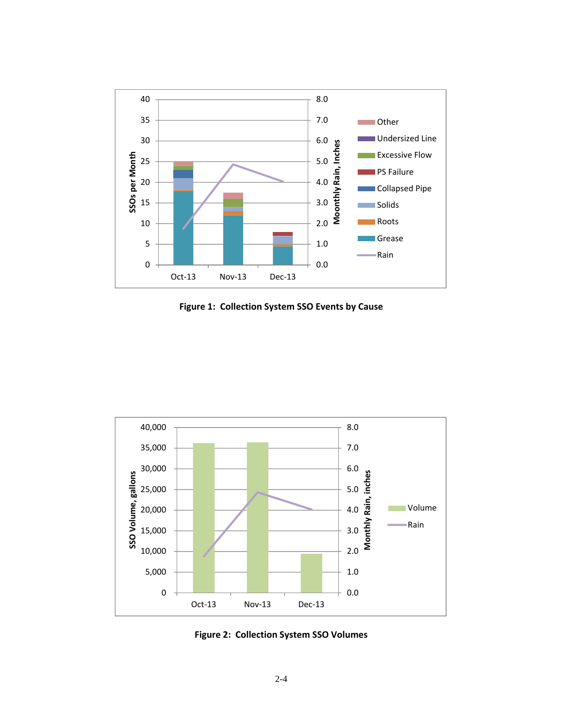Figure 1: Collection System SSO Events by Cause

Figure 2: Collection System SSO Volumes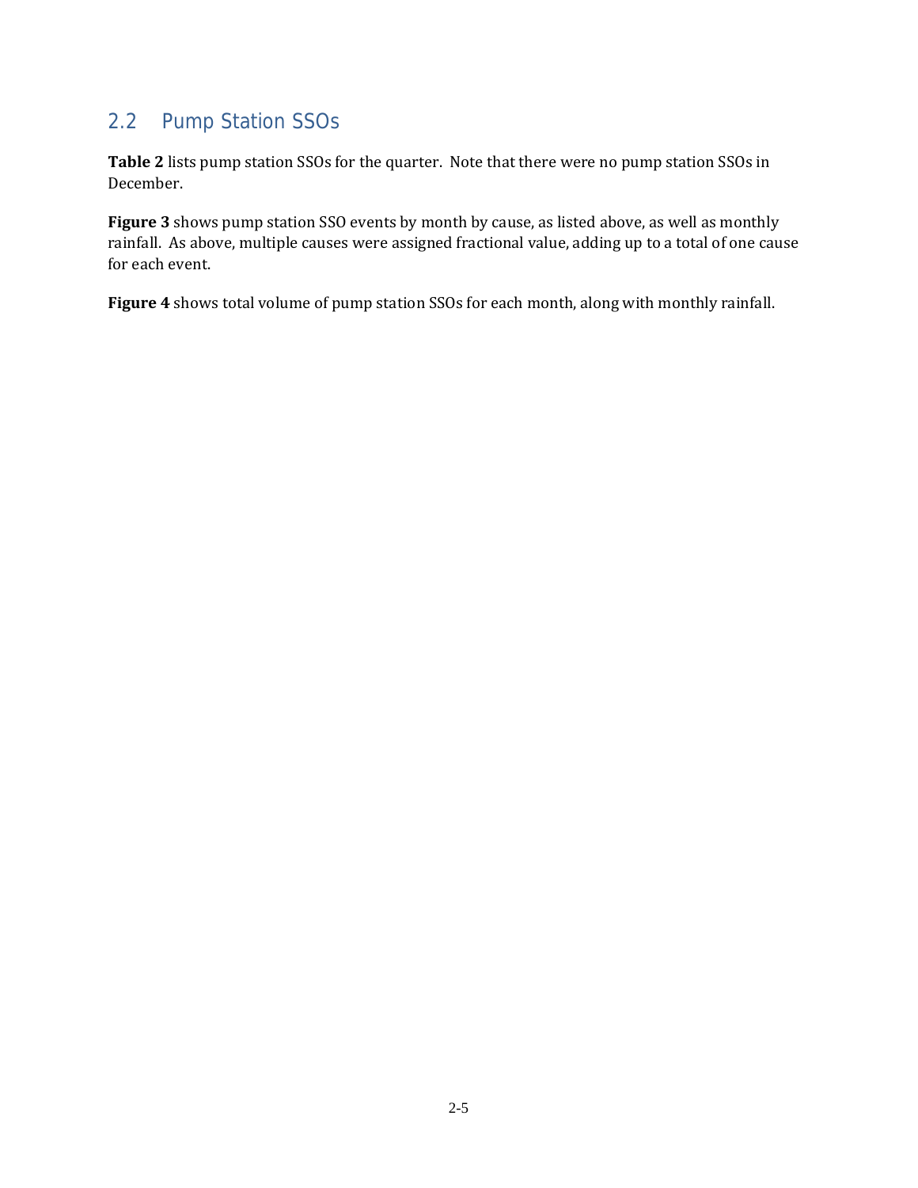## 2.2 Pump Station SSOs

**Table 2** lists pump station SSOs for the quarter. Note that there were no pump station SSOs in December.

**Figure 3** shows pump station SSO events by month by cause, as listed above, as well as monthly rainfall. As above, multiple causes were assigned fractional value, adding up to a total of one cause for each event.

**Figure 4** shows total volume of pump station SSOs for each month, along with monthly rainfall.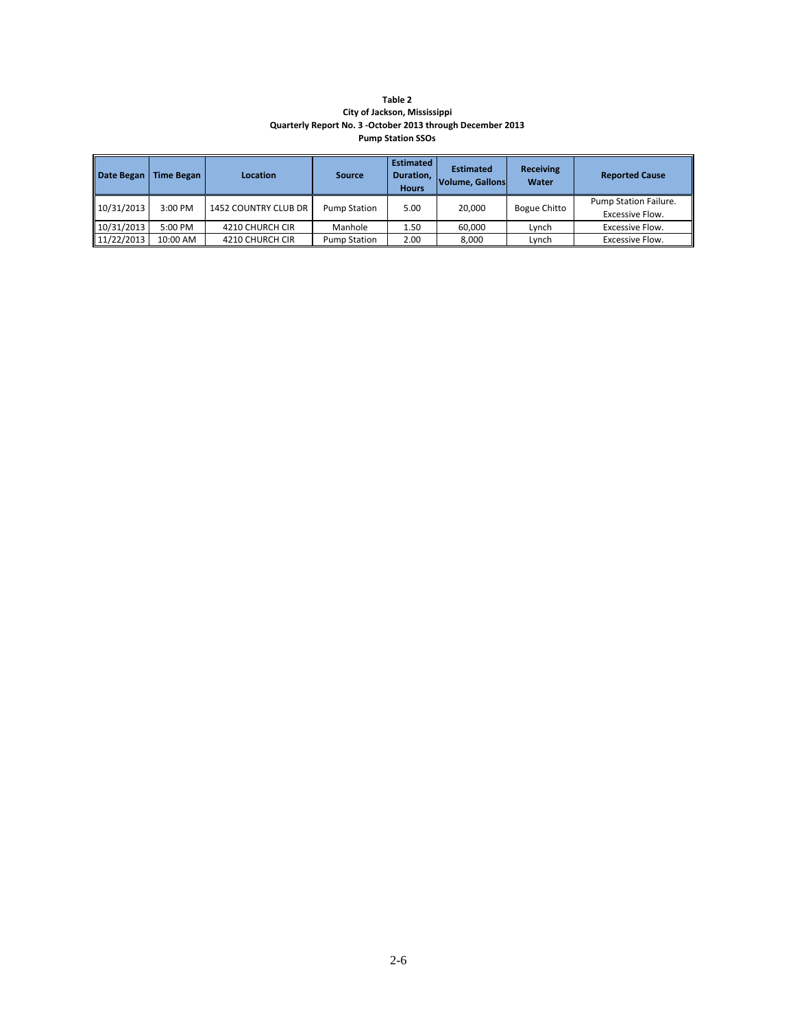**Table 2**
**City of Jackson, Mississippi**
**Quarterly Report No. 3 -October 2013 through December 2013**
**Pump Station SSOs**

| Date Began | Time Began | Location | Source | Estimated Duration, Hours | Estimated Volume, Gallons | Receiving Water | Reported Cause |
|---|---|---|---|---|---|---|---|
| 10/31/2013 | 3:00 PM | 1452 COUNTRY CLUB DR | Pump Station | 5.00 | 20,000 | Bogue Chitto | Pump Station Failure. Excessive Flow. |
| 10/31/2013 | 5:00 PM | 4210 CHURCH CIR | Manhole | 1.50 | 60,000 | Lynch | Excessive Flow. |
| 11/22/2013 | 10:00 AM | 4210 CHURCH CIR | Pump Station | 2.00 | 8,000 | Lynch | Excessive Flow. |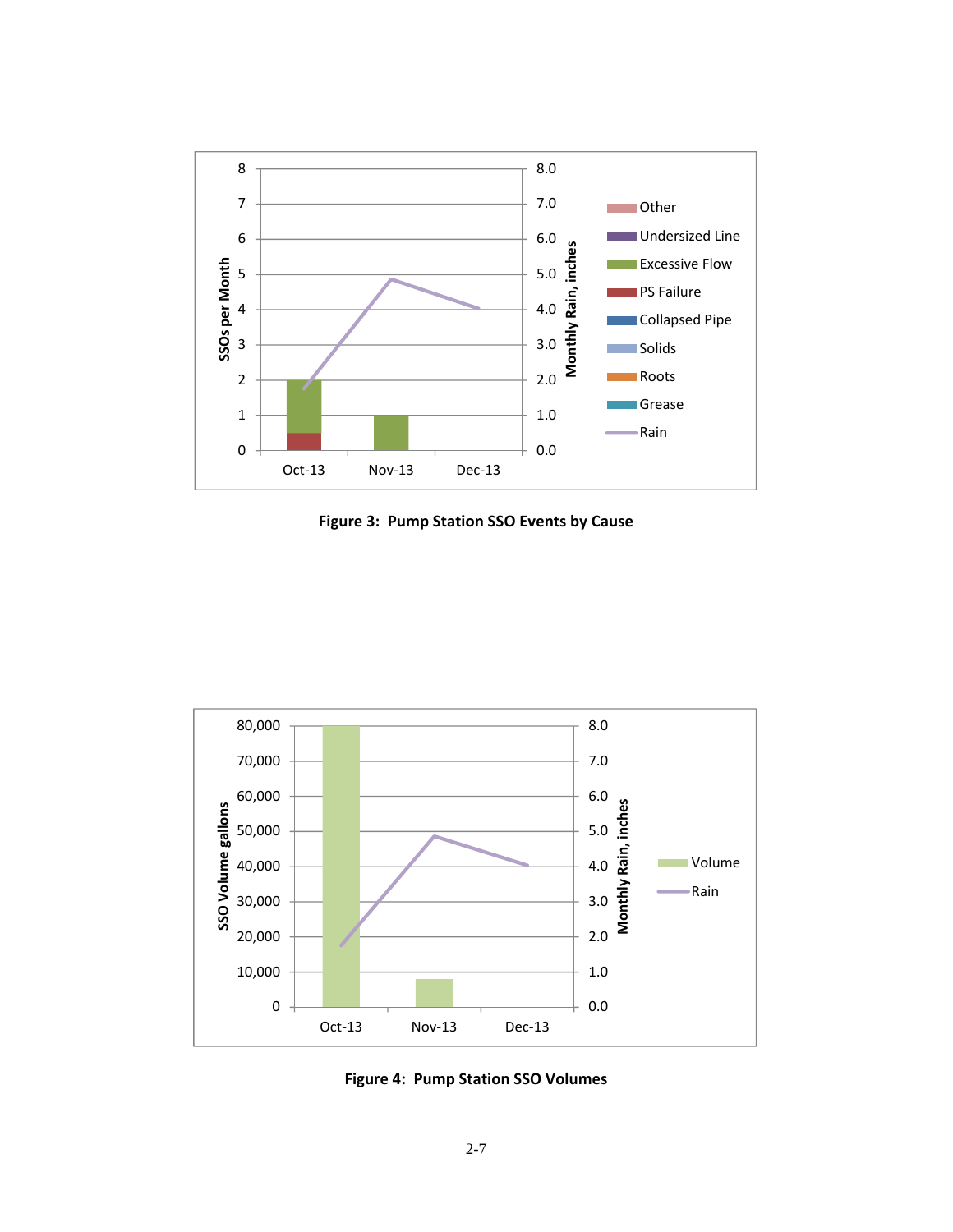Figure 3: Pump Station SSO Events by Cause

Figure 4: Pump Station SSO Volumes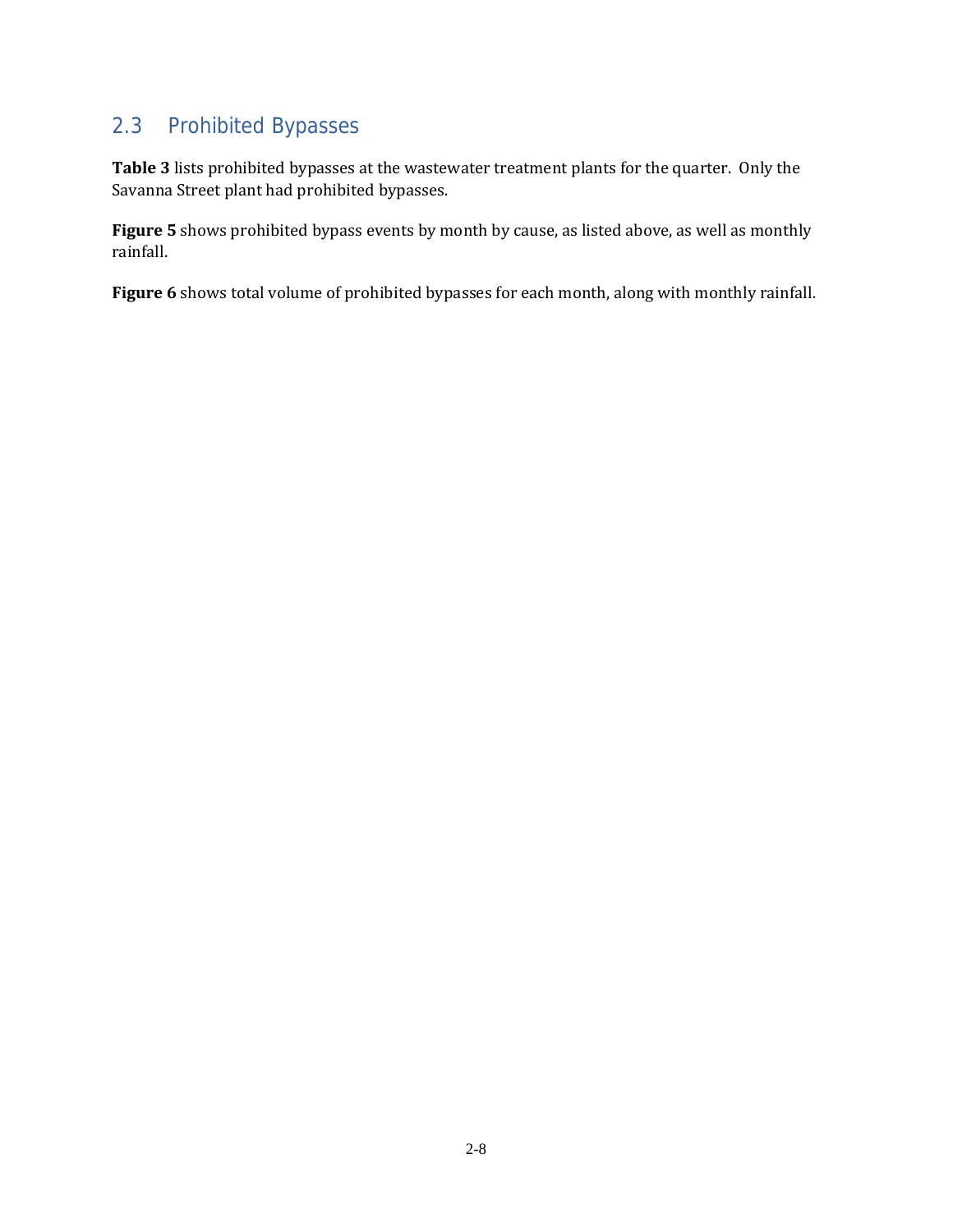## 2.3 Prohibited Bypasses

**Table 3** lists prohibited bypasses at the wastewater treatment plants for the quarter. Only the Savanna Street plant had prohibited bypasses.

**Figure 5** shows prohibited bypass events by month by cause, as listed above, as well as monthly rainfall.

**Figure 6** shows total volume of prohibited bypasses for each month, along with monthly rainfall.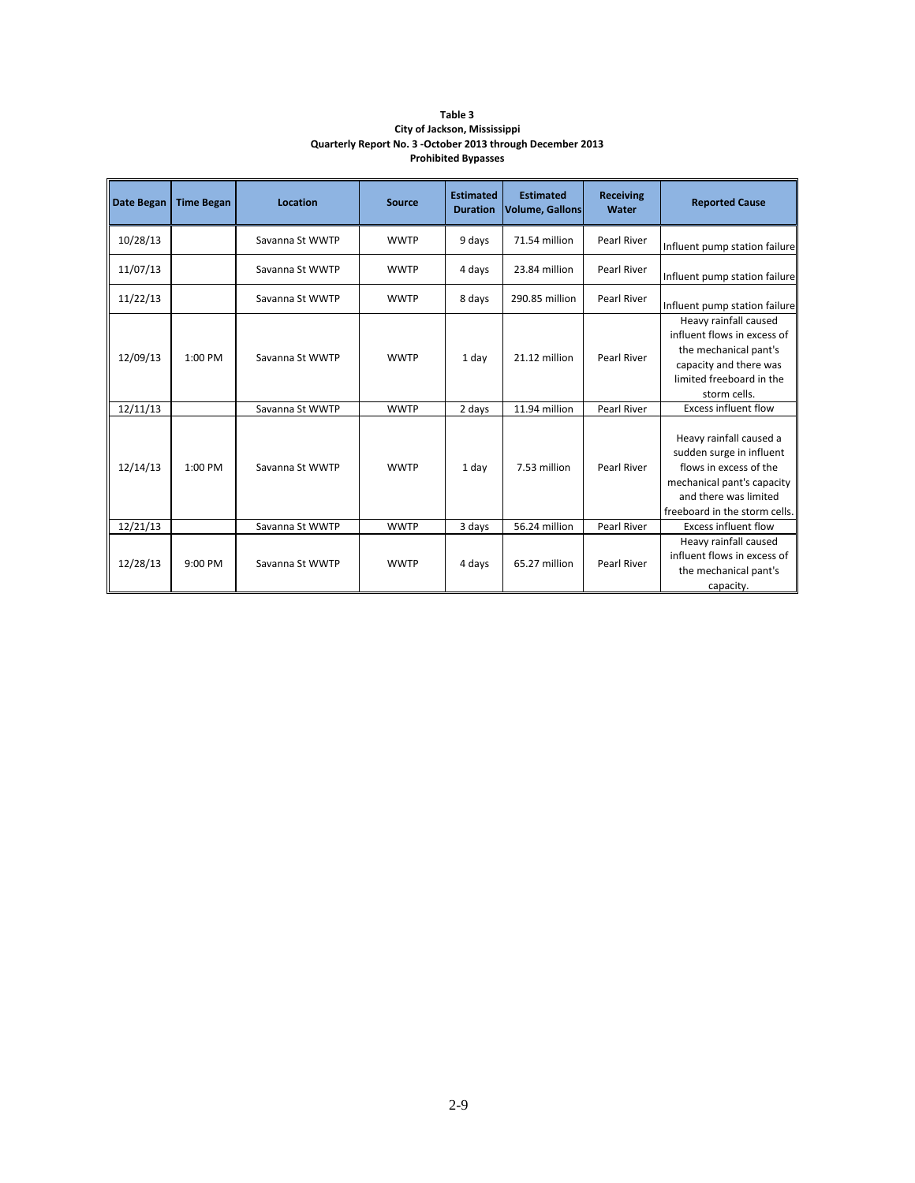**Table 3**
**City of Jackson, Mississippi**
**Quarterly Report No. 3 -October 2013 through December 2013**
**Prohibited Bypasses**

| Date Began | Time Began | Location | Source | Estimated Duration | Estimated Volume, Gallons | Receiving Water | Reported Cause |
|---|---|---|---|---|---|---|---|
| 10/28/13 | | Savanna St WWTP | WWTP | 9 days | 71.54 million | Pearl River | Influent pump station failure |
| 11/07/13 | | Savanna St WWTP | WWTP | 4 days | 23.84 million | Pearl River | Influent pump station failure |
| 11/22/13 | | Savanna St WWTP | WWTP | 8 days | 290.85 million | Pearl River | Influent pump station failure |
| 12/09/13 | 1:00 PM | Savanna St WWTP | WWTP | 1 day | 21.12 million | Pearl River | Heavy rainfall caused influent flows in excess of the mechanical pant's capacity and there was limited freeboard in the storm cells. |
| 12/11/13 | | Savanna St WWTP | WWTP | 2 days | 11.94 million | Pearl River | Excess influent flow |
| 12/14/13 | 1:00 PM | Savanna St WWTP | WWTP | 1 day | 7.53 million | Pearl River | Heavy rainfall caused a sudden surge in influent flows in excess of the mechanical pant's capacity and there was limited freeboard in the storm cells. |
| 12/21/13 | | Savanna St WWTP | WWTP | 3 days | 56.24 million | Pearl River | Excess influent flow |
| 12/28/13 | 9:00 PM | Savanna St WWTP | WWTP | 4 days | 65.27 million | Pearl River | Heavy rainfall caused influent flows in excess of the mechanical pant's capacity. |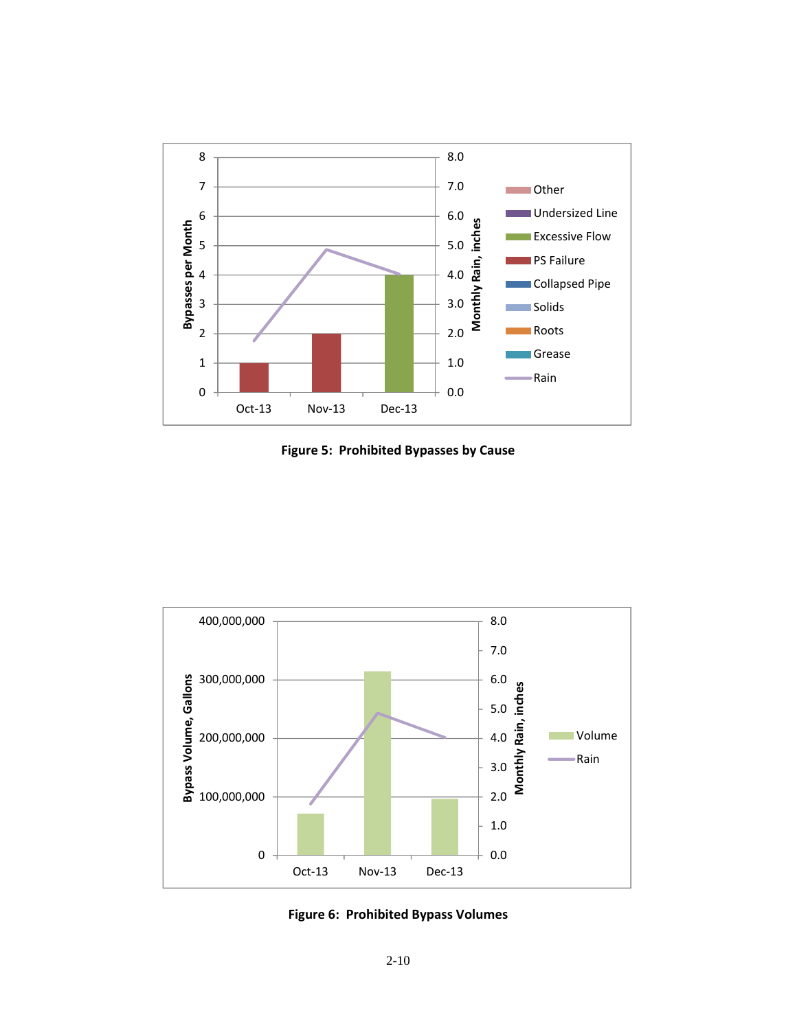8
7
6
5
4
3
2
1
0

Bypasses per Month

8.0
7.0
6.0
5.0
4.0
3.0
2.0
1.0
0.0

Monthly Rain, inches

Oct-13
Nov-13
Dec-13

Other
Undersized Line
Excessive Flow
PS Failure
Collapsed Pipe
Solids
Roots
Grease
Rain

**Figure 5: Prohibited Bypasses by Cause**

400,000,000
300,000,000
200,000,000
100,000,000
0

Bypass Volume, Gallons

8.0
7.0
6.0
5.0
4.0
3.0
2.0
1.0
0.0

Monthly Rain, inches

Oct-13
Nov-13
Dec-13

Volume
Rain

**Figure 6: Prohibited Bypass Volumes**